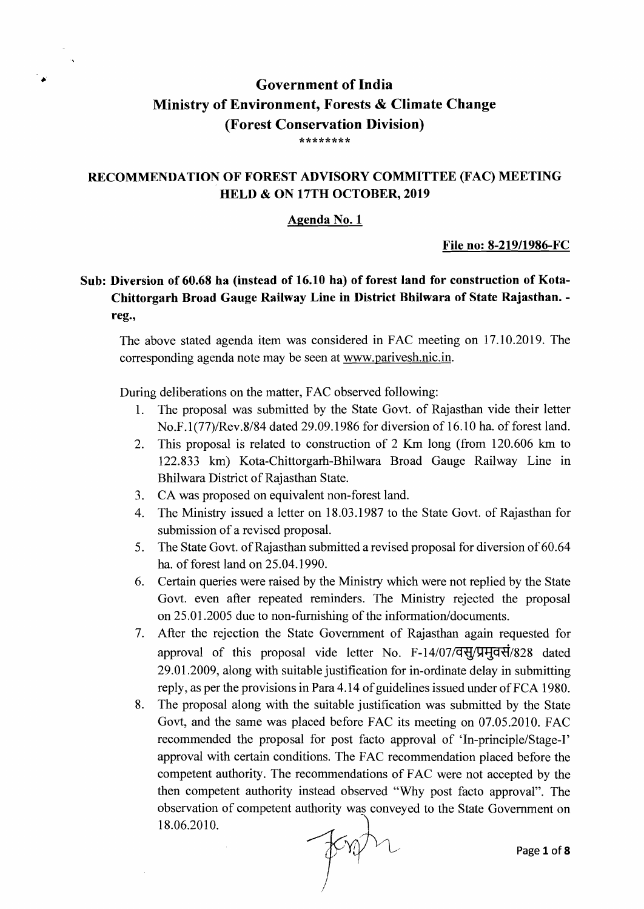# Government of India
# Ministry of Environment, Forests & Climate Change
## (Forest Conservation Division)

\*\*\*\*\*\*\*\*

### RECOMMENDATION OF FOREST ADVISORY COMMITTEE (FAC) MEETING HELD & ON 17TH OCTOBER, 2019

**Agenda No. 1**

**File no: 8-219/1986-FC**

**Sub: Diversion of 60.68 ha (instead of 16.10 ha) of forest land for construction of Kota-Chittorgarh Broad Gauge Railway Line in District Bhilwara of State Rajasthan. - reg.,**

The above stated agenda item was considered in FAC meeting on 17.10.2019. The corresponding agenda note may be seen at www.parivesh.nic.in.

During deliberations on the matter, FAC observed following:

1. The proposal was submitted by the State Govt. of Rajasthan vide their letter No.F.1(77)/Rev.8/84 dated 29.09.1986 for diversion of 16.10 ha. of forest land.
2. This proposal is related to construction of 2 Km long (from 120.606 km to 122.833 km) Kota-Chittorgarh-Bhilwara Broad Gauge Railway Line in Bhilwara District of Rajasthan State.
3. CA was proposed on equivalent non-forest land.
4. The Ministry issued a letter on 18.03.1987 to the State Govt. of Rajasthan for submission of a revised proposal.
5. The State Govt. of Rajasthan submitted a revised proposal for diversion of 60.64 ha. of forest land on 25.04.1990.
6. Certain queries were raised by the Ministry which were not replied by the State Govt. even after repeated reminders. The Ministry rejected the proposal on 25.01.2005 due to non-furnishing of the information/documents.
7. After the rejection the State Government of Rajasthan again requested for approval of this proposal vide letter No. F-14/07/वसु/प्रमुवसं/828 dated 29.01.2009, along with suitable justification for in-ordinate delay in submitting reply, as per the provisions in Para 4.14 of guidelines issued under of FCA 1980.
8. The proposal along with the suitable justification was submitted by the State Govt, and the same was placed before FAC its meeting on 07.05.2010. FAC recommended the proposal for post facto approval of 'In-principle/Stage-I' approval with certain conditions. The FAC recommendation placed before the competent authority. The recommendations of FAC were not accepted by the then competent authority instead observed "Why post facto approval". The observation of competent authority was conveyed to the State Government on 18.06.2010.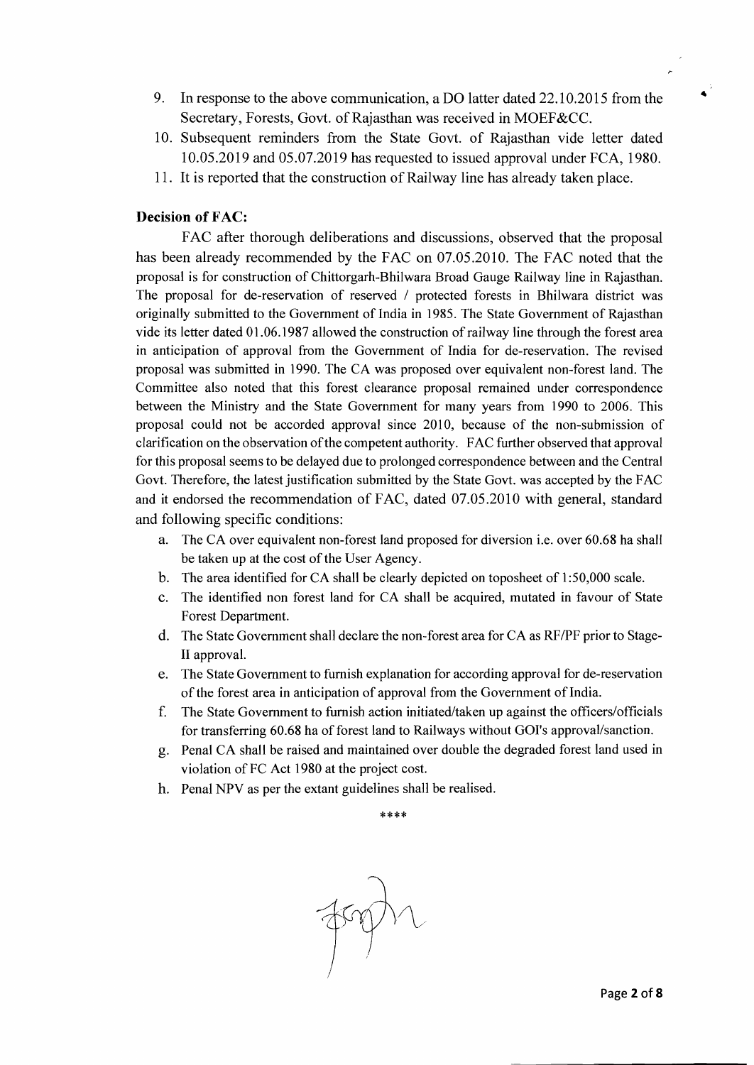9. In response to the above communication, a DO latter dated 22.10.2015 from the Secretary, Forests, Govt. of Rajasthan was received in MOEF&CC.
10. Subsequent reminders from the State Govt. of Rajasthan vide letter dated 10.05.2019 and 05.07.2019 has requested to issued approval under FCA, 1980.
11. It is reported that the construction of Railway line has already taken place.

**Decision of FAC:**

FAC after thorough deliberations and discussions, observed that the proposal has been already recommended by the FAC on 07.05.2010. The FAC noted that the proposal is for construction of Chittorgarh-Bhilwara Broad Gauge Railway line in Rajasthan. The proposal for de-reservation of reserved / protected forests in Bhilwara district was originally submitted to the Government of India in 1985. The State Government of Rajasthan vide its letter dated 01.06.1987 allowed the construction of railway line through the forest area in anticipation of approval from the Government of India for de-reservation. The revised proposal was submitted in 1990. The CA was proposed over equivalent non-forest land. The Committee also noted that this forest clearance proposal remained under correspondence between the Ministry and the State Government for many years from 1990 to 2006. This proposal could not be accorded approval since 2010, because of the non-submission of clarification on the observation of the competent authority. FAC further observed that approval for this proposal seems to be delayed due to prolonged correspondence between and the Central Govt. Therefore, the latest justification submitted by the State Govt. was accepted by the FAC and it endorsed the recommendation of FAC, dated 07.05.2010 with general, standard and following specific conditions:

a. The CA over equivalent non-forest land proposed for diversion i.e. over 60.68 ha shall be taken up at the cost of the User Agency.
b. The area identified for CA shall be clearly depicted on toposheet of 1:50,000 scale.
c. The identified non forest land for CA shall be acquired, mutated in favour of State Forest Department.
d. The State Government shall declare the non-forest area for CA as RF/PF prior to Stage-II approval.
e. The State Government to furnish explanation for according approval for de-reservation of the forest area in anticipation of approval from the Government of India.
f. The State Government to furnish action initiated/taken up against the officers/officials for transferring 60.68 ha of forest land to Railways without GOI's approval/sanction.
g. Penal CA shall be raised and maintained over double the degraded forest land used in violation of FC Act 1980 at the project cost.
h. Penal NPV as per the extant guidelines shall be realised.

****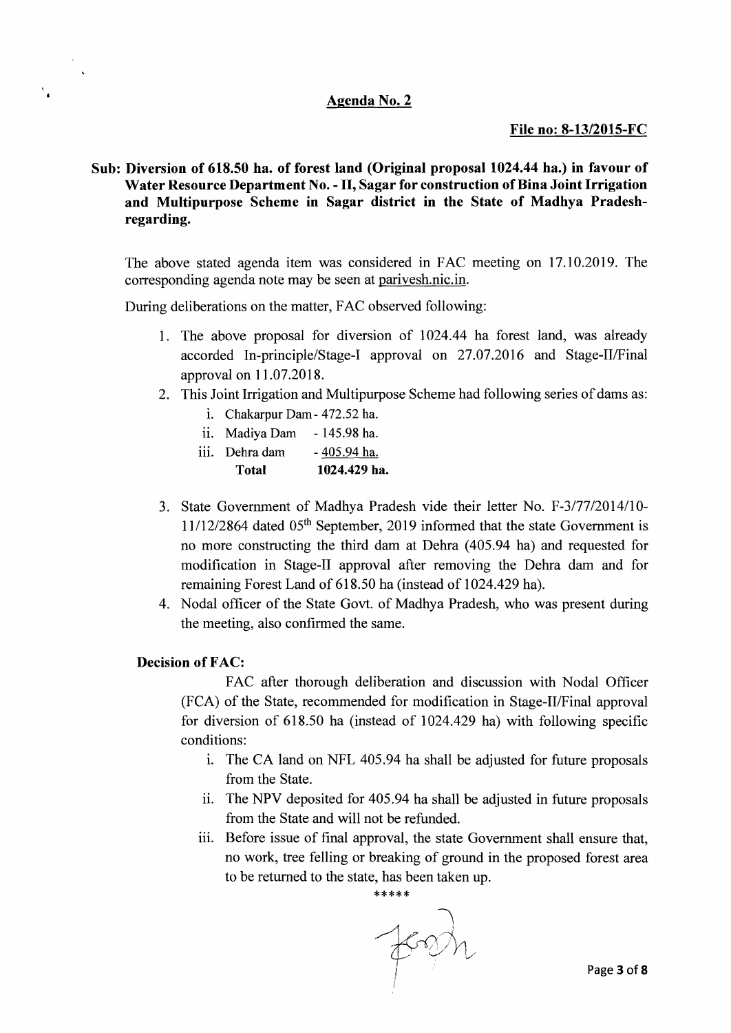## Agenda No. 2

**File no: 8-13/2015-FC**

**Sub: Diversion of 618.50 ha. of forest land (Original proposal 1024.44 ha.) in favour of Water Resource Department No. - II, Sagar for construction of Bina Joint Irrigation and Multipurpose Scheme in Sagar district in the State of Madhya Pradesh- regarding.**

The above stated agenda item was considered in FAC meeting on 17.10.2019. The corresponding agenda note may be seen at parivesh.nic.in.

During deliberations on the matter, FAC observed following:

1. The above proposal for diversion of 1024.44 ha forest land, was already accorded In-principle/Stage-I approval on 27.07.2016 and Stage-II/Final approval on 11.07.2018.
2. This Joint Irrigation and Multipurpose Scheme had following series of dams as:
   i. Chakarpur Dam - 472.52 ha.
   ii. Madiya Dam - 145.98 ha.
   iii. Dehra dam - 405.94 ha.
   **Total 1024.429 ha.**
3. State Government of Madhya Pradesh vide their letter No. F-3/77/2014/10-11/12/2864 dated 05th September, 2019 informed that the state Government is no more constructing the third dam at Dehra (405.94 ha) and requested for modification in Stage-II approval after removing the Dehra dam and for remaining Forest Land of 618.50 ha (instead of 1024.429 ha).
4. Nodal officer of the State Govt. of Madhya Pradesh, who was present during the meeting, also confirmed the same.

**Decision of FAC:**

FAC after thorough deliberation and discussion with Nodal Officer (FCA) of the State, recommended for modification in Stage-II/Final approval for diversion of 618.50 ha (instead of 1024.429 ha) with following specific conditions:

i. The CA land on NFL 405.94 ha shall be adjusted for future proposals from the State.
ii. The NPV deposited for 405.94 ha shall be adjusted in future proposals from the State and will not be refunded.
iii. Before issue of final approval, the state Government shall ensure that, no work, tree felling or breaking of ground in the proposed forest area to be returned to the state, has been taken up.

*****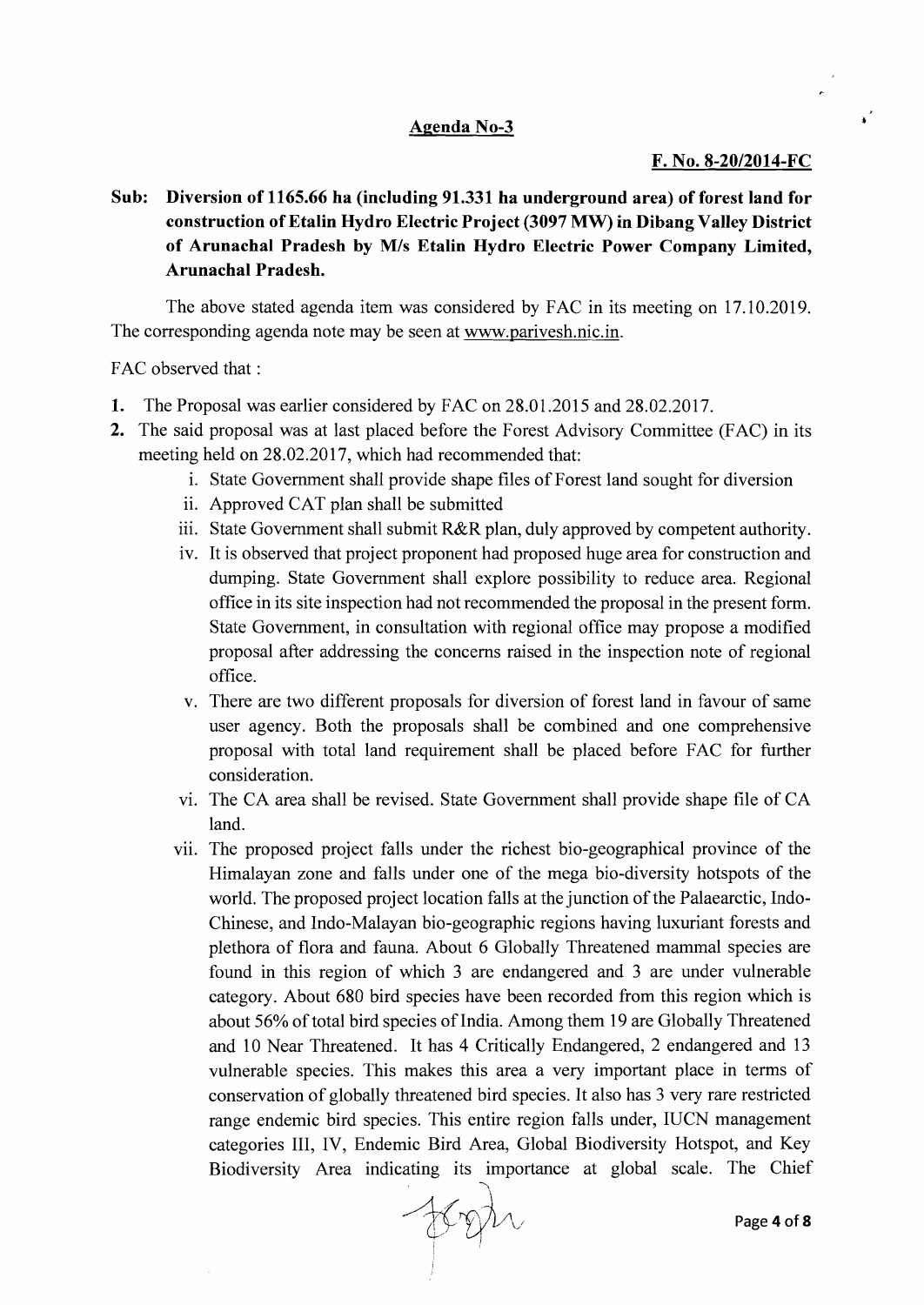**Agenda No-3**

**F. No. 8-20/2014-FC**

**Sub: Diversion of 1165.66 ha (including 91.331 ha underground area) of forest land for construction of Etalin Hydro Electric Project (3097 MW) in Dibang Valley District of Arunachal Pradesh by M/s Etalin Hydro Electric Power Company Limited, Arunachal Pradesh.**

The above stated agenda item was considered by FAC in its meeting on 17.10.2019. The corresponding agenda note may be seen at www.parivesh.nic.in.

FAC observed that :

1. The Proposal was earlier considered by FAC on 28.01.2015 and 28.02.2017.
2. The said proposal was at last placed before the Forest Advisory Committee (FAC) in its meeting held on 28.02.2017, which had recommended that:
   i. State Government shall provide shape files of Forest land sought for diversion
   ii. Approved CAT plan shall be submitted
   iii. State Government shall submit R&R plan, duly approved by competent authority.
   iv. It is observed that project proponent had proposed huge area for construction and dumping. State Government shall explore possibility to reduce area. Regional office in its site inspection had not recommended the proposal in the present form. State Government, in consultation with regional office may propose a modified proposal after addressing the concerns raised in the inspection note of regional office.
   v. There are two different proposals for diversion of forest land in favour of same user agency. Both the proposals shall be combined and one comprehensive proposal with total land requirement shall be placed before FAC for further consideration.
   vi. The CA area shall be revised. State Government shall provide shape file of CA land.
   vii. The proposed project falls under the richest bio-geographical province of the Himalayan zone and falls under one of the mega bio-diversity hotspots of the world. The proposed project location falls at the junction of the Palaearctic, Indo-Chinese, and Indo-Malayan bio-geographic regions having luxuriant forests and plethora of flora and fauna. About 6 Globally Threatened mammal species are found in this region of which 3 are endangered and 3 are under vulnerable category. About 680 bird species have been recorded from this region which is about 56% of total bird species of India. Among them 19 are Globally Threatened and 10 Near Threatened. It has 4 Critically Endangered, 2 endangered and 13 vulnerable species. This makes this area a very important place in terms of conservation of globally threatened bird species. It also has 3 very rare restricted range endemic bird species. This entire region falls under, IUCN management categories III, IV, Endemic Bird Area, Global Biodiversity Hotspot, and Key Biodiversity Area indicating its importance at global scale. The Chief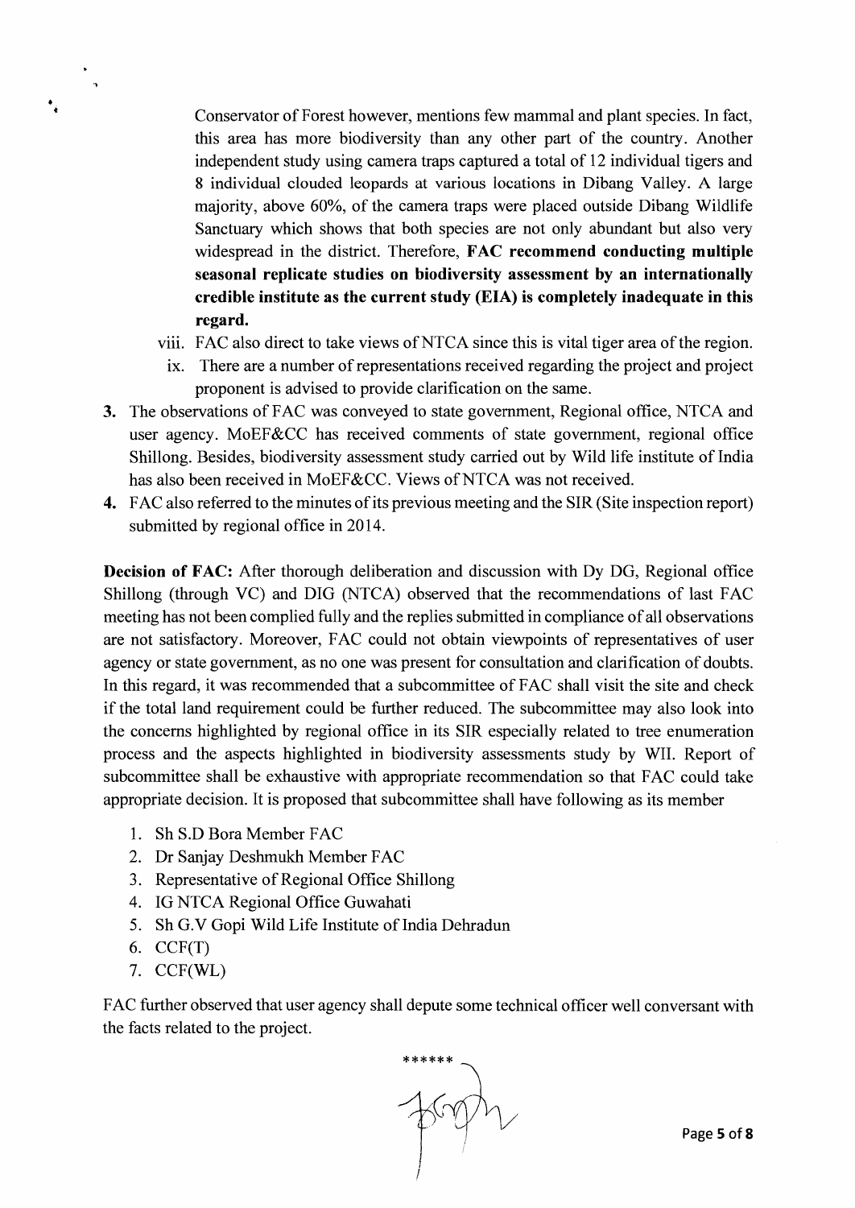Conservator of Forest however, mentions few mammal and plant species. In fact, this area has more biodiversity than any other part of the country. Another independent study using camera traps captured a total of 12 individual tigers and 8 individual clouded leopards at various locations in Dibang Valley. A large majority, above 60%, of the camera traps were placed outside Dibang Wildlife Sanctuary which shows that both species are not only abundant but also very widespread in the district. Therefore, **FAC recommend conducting multiple seasonal replicate studies on biodiversity assessment by an internationally credible institute as the current study (EIA) is completely inadequate in this regard.**

viii. FAC also direct to take views of NTCA since this is vital tiger area of the region.

ix. There are a number of representations received regarding the project and project proponent is advised to provide clarification on the same.

**3.** The observations of FAC was conveyed to state government, Regional office, NTCA and user agency. MoEF&CC has received comments of state government, regional office Shillong. Besides, biodiversity assessment study carried out by Wild life institute of India has also been received in MoEF&CC. Views of NTCA was not received.

**4.** FAC also referred to the minutes of its previous meeting and the SIR (Site inspection report) submitted by regional office in 2014.

**Decision of FAC:** After thorough deliberation and discussion with Dy DG, Regional office Shillong (through VC) and DIG (NTCA) observed that the recommendations of last FAC meeting has not been complied fully and the replies submitted in compliance of all observations are not satisfactory. Moreover, FAC could not obtain viewpoints of representatives of user agency or state government, as no one was present for consultation and clarification of doubts. In this regard, it was recommended that a subcommittee of FAC shall visit the site and check if the total land requirement could be further reduced. The subcommittee may also look into the concerns highlighted by regional office in its SIR especially related to tree enumeration process and the aspects highlighted in biodiversity assessments study by WII. Report of subcommittee shall be exhaustive with appropriate recommendation so that FAC could take appropriate decision. It is proposed that subcommittee shall have following as its member

1. Sh S.D Bora Member FAC
2. Dr Sanjay Deshmukh Member FAC
3. Representative of Regional Office Shillong
4. IG NTCA Regional Office Guwahati
5. Sh G.V Gopi Wild Life Institute of India Dehradun
6. CCF(T)
7. CCF(WL)

FAC further observed that user agency shall depute some technical officer well conversant with the facts related to the project.

******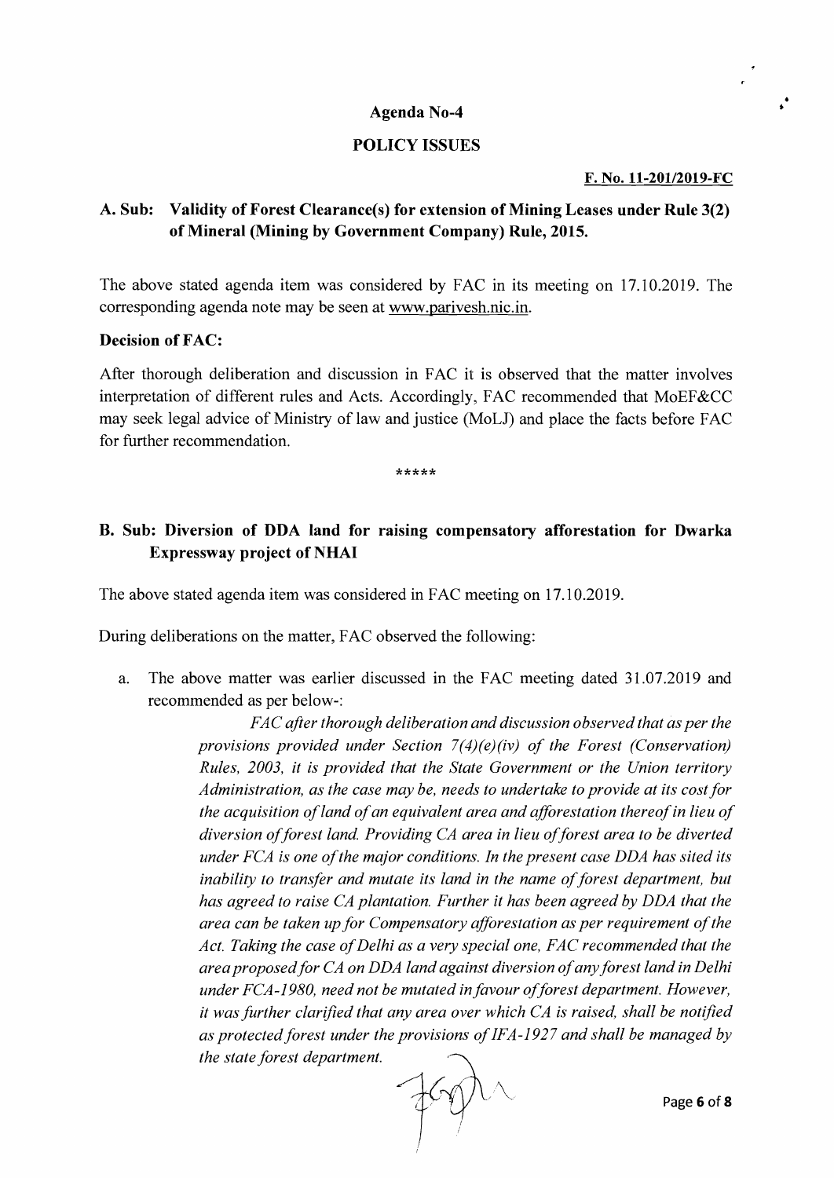## Agenda No-4

## POLICY ISSUES

**F. No. 11-201/2019-FC**

### A. Sub: Validity of Forest Clearance(s) for extension of Mining Leases under Rule 3(2) of Mineral (Mining by Government Company) Rule, 2015.

The above stated agenda item was considered by FAC in its meeting on 17.10.2019. The corresponding agenda note may be seen at www.parivesh.nic.in.

**Decision of FAC:**

After thorough deliberation and discussion in FAC it is observed that the matter involves interpretation of different rules and Acts. Accordingly, FAC recommended that MoEF&CC may seek legal advice of Ministry of law and justice (MoLJ) and place the facts before FAC for further recommendation.

*****

### B. Sub: Diversion of DDA land for raising compensatory afforestation for Dwarka Expressway project of NHAI

The above stated agenda item was considered in FAC meeting on 17.10.2019.

During deliberations on the matter, FAC observed the following:

a. The above matter was earlier discussed in the FAC meeting dated 31.07.2019 and recommended as per below-:

> *FAC after thorough deliberation and discussion observed that as per the provisions provided under Section 7(4)(e)(iv) of the Forest (Conservation) Rules, 2003, it is provided that the State Government or the Union territory Administration, as the case may be, needs to undertake to provide at its cost for the acquisition of land of an equivalent area and afforestation thereof in lieu of diversion of forest land. Providing CA area in lieu of forest area to be diverted under FCA is one of the major conditions. In the present case DDA has sited its inability to transfer and mutate its land in the name of forest department, but has agreed to raise CA plantation. Further it has been agreed by DDA that the area can be taken up for Compensatory afforestation as per requirement of the Act. Taking the case of Delhi as a very special one, FAC recommended that the area proposed for CA on DDA land against diversion of any forest land in Delhi under FCA-1980, need not be mutated in favour of forest department. However, it was further clarified that any area over which CA is raised, shall be notified as protected forest under the provisions of IFA-1927 and shall be managed by the state forest department.*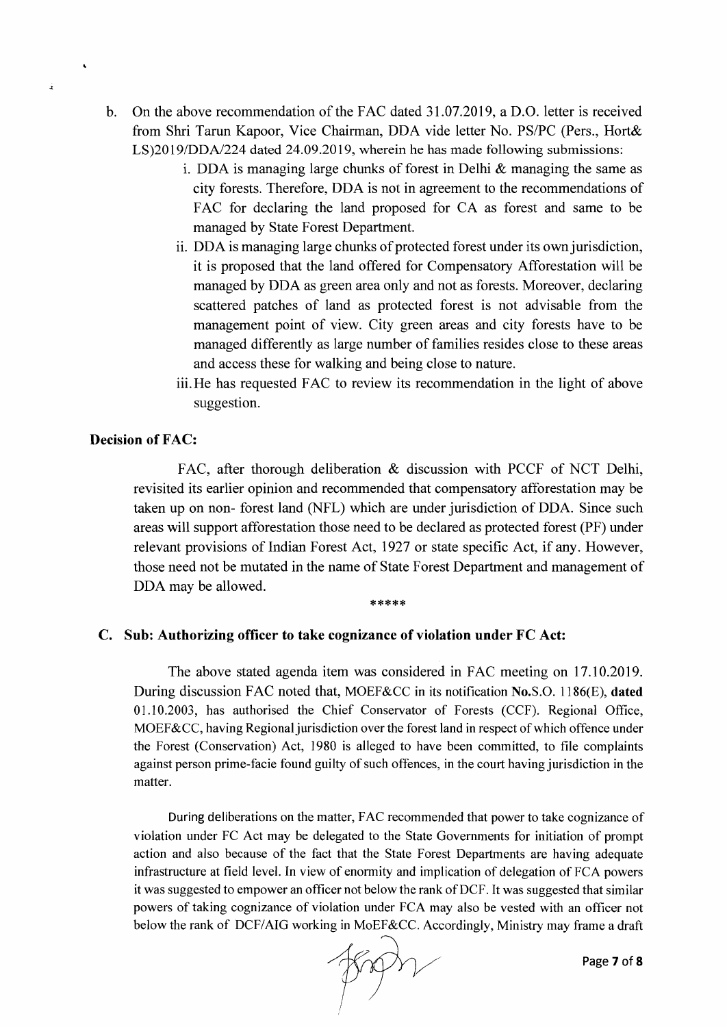b. On the above recommendation of the FAC dated 31.07.2019, a D.O. letter is received from Shri Tarun Kapoor, Vice Chairman, DDA vide letter No. PS/PC (Pers., Hort& LS)2019/DDA/224 dated 24.09.2019, wherein he has made following submissions:

   i. DDA is managing large chunks of forest in Delhi & managing the same as city forests. Therefore, DDA is not in agreement to the recommendations of FAC for declaring the land proposed for CA as forest and same to be managed by State Forest Department.

   ii. DDA is managing large chunks of protected forest under its own jurisdiction, it is proposed that the land offered for Compensatory Afforestation will be managed by DDA as green area only and not as forests. Moreover, declaring scattered patches of land as protected forest is not advisable from the management point of view. City green areas and city forests have to be managed differently as large number of families resides close to these areas and access these for walking and being close to nature.

   iii. He has requested FAC to review its recommendation in the light of above suggestion.

**Decision of FAC:**

FAC, after thorough deliberation & discussion with PCCF of NCT Delhi, revisited its earlier opinion and recommended that compensatory afforestation may be taken up on non- forest land (NFL) which are under jurisdiction of DDA. Since such areas will support afforestation those need to be declared as protected forest (PF) under relevant provisions of Indian Forest Act, 1927 or state specific Act, if any. However, those need not be mutated in the name of State Forest Department and management of DDA may be allowed.

\*\*\*\*\*

**C. Sub: Authorizing officer to take cognizance of violation under FC Act:**

The above stated agenda item was considered in FAC meeting on 17.10.2019. During discussion FAC noted that, MOEF&CC in its notification **No.**S.O. 1186(E), **dated** 01.10.2003, has authorised the Chief Conservator of Forests (CCF). Regional Office, MOEF&CC, having Regional jurisdiction over the forest land in respect of which offence under the Forest (Conservation) Act, 1980 is alleged to have been committed, to file complaints against person prime-facie found guilty of such offences, in the court having jurisdiction in the matter.

During deliberations on the matter, FAC recommended that power to take cognizance of violation under FC Act may be delegated to the State Governments for initiation of prompt action and also because of the fact that the State Forest Departments are having adequate infrastructure at field level. In view of enormity and implication of delegation of FCA powers it was suggested to empower an officer not below the rank of DCF. It was suggested that similar powers of taking cognizance of violation under FCA may also be vested with an officer not below the rank of DCF/AIG working in MoEF&CC. Accordingly, Ministry may frame a draft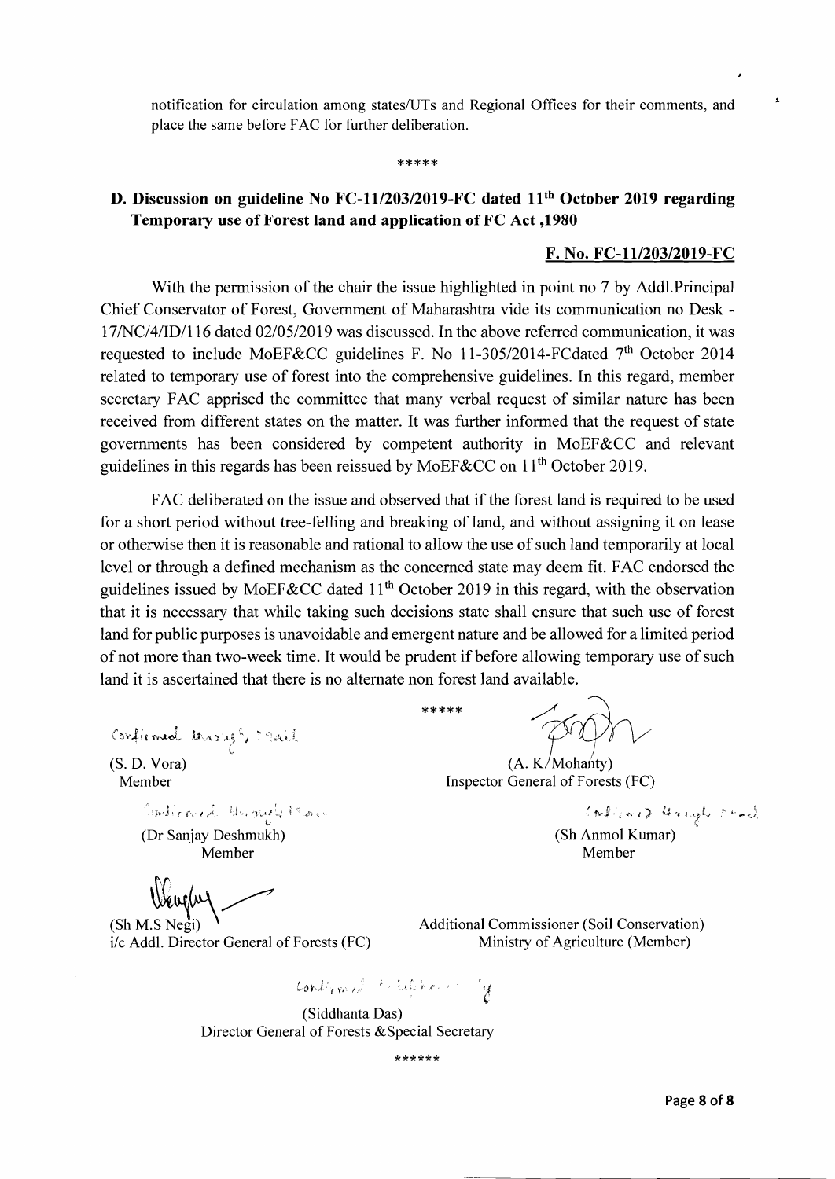notification for circulation among states/UTs and Regional Offices for their comments, and place the same before FAC for further deliberation.

\*\*\*\*\*

### D. Discussion on guideline No FC-11/203/2019-FC dated 11th October 2019 regarding Temporary use of Forest land and application of FC Act ,1980

**F. No. FC-11/203/2019-FC**

With the permission of the chair the issue highlighted in point no 7 by Addl.Principal Chief Conservator of Forest, Government of Maharashtra vide its communication no Desk - 17/NC/4/ID/116 dated 02/05/2019 was discussed. In the above referred communication, it was requested to include MoEF&CC guidelines F. No 11-305/2014-FCdated 7th October 2014 related to temporary use of forest into the comprehensive guidelines. In this regard, member secretary FAC apprised the committee that many verbal request of similar nature has been received from different states on the matter. It was further informed that the request of state governments has been considered by competent authority in MoEF&CC and relevant guidelines in this regards has been reissued by MoEF&CC on 11th October 2019.

FAC deliberated on the issue and observed that if the forest land is required to be used for a short period without tree-felling and breaking of land, and without assigning it on lease or otherwise then it is reasonable and rational to allow the use of such land temporarily at local level or through a defined mechanism as the concerned state may deem fit. FAC endorsed the guidelines issued by MoEF&CC dated 11th October 2019 in this regard, with the observation that it is necessary that while taking such decisions state shall ensure that such use of forest land for public purposes is unavoidable and emergent nature and be allowed for a limited period of not more than two-week time. It would be prudent if before allowing temporary use of such land it is ascertained that there is no alternate non forest land available.

\*\*\*\*\*

Confirmed through mail
(S. D. Vora)
Member

(A. K/Mohanty)
Inspector General of Forests (FC)

Confirmed through mail
(Dr Sanjay Deshmukh)
Member

Confirmed through mail
(Sh Anmol Kumar)
Member

(Sh M.S Negi)
i/c Addl. Director General of Forests (FC)

Additional Commissioner (Soil Conservation)
Ministry of Agriculture (Member)

Confirmed telephonically
(Siddhanta Das)
Director General of Forests &Special Secretary

\*\*\*\*\*\*